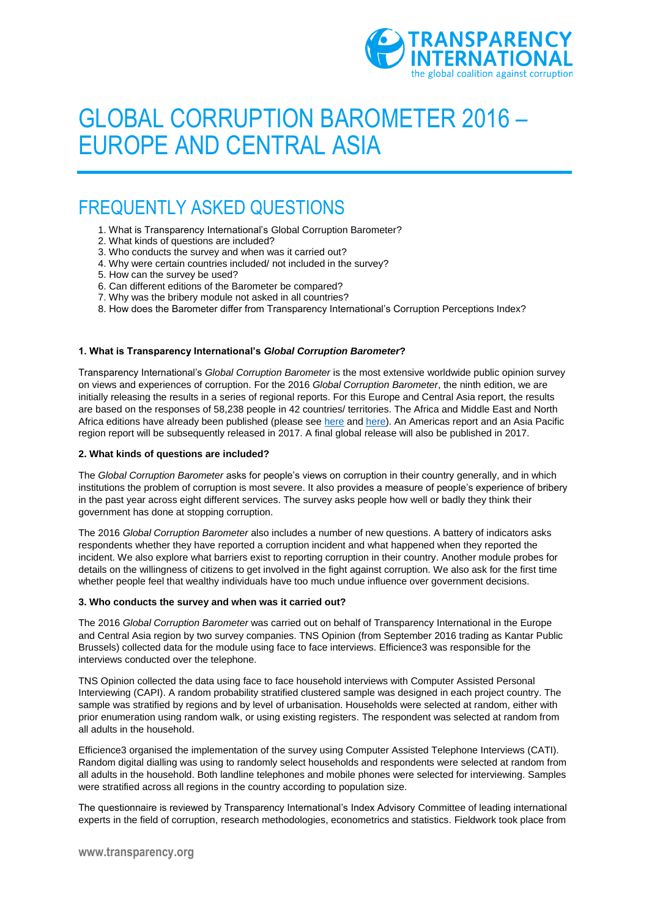# GLOBAL CORRUPTION BAROMETER 2016 – EUROPE AND CENTRAL ASIA

## FREQUENTLY ASKED QUESTIONS

1. What is Transparency International's Global Corruption Barometer?
2. What kinds of questions are included?
3. Who conducts the survey and when was it carried out?
4. Why were certain countries included/ not included in the survey?
5. How can the survey be used?
6. Can different editions of the Barometer be compared?
7. Why was the bribery module not asked in all countries?
8. How does the Barometer differ from Transparency International's Corruption Perceptions Index?

### 1. What is Transparency International's *Global Corruption Barometer*?

Transparency International's *Global Corruption Barometer* is the most extensive worldwide public opinion survey on views and experiences of corruption. For the 2016 *Global Corruption Barometer*, the ninth edition, we are initially releasing the results in a series of regional reports. For this Europe and Central Asia report, the results are based on the responses of 58,238 people in 42 countries/ territories. The Africa and Middle East and North Africa editions have already been published (please see here and here). An Americas report and an Asia Pacific region report will be subsequently released in 2017. A final global release will also be published in 2017.

### 2. What kinds of questions are included?

The *Global Corruption Barometer* asks for people's views on corruption in their country generally, and in which institutions the problem of corruption is most severe. It also provides a measure of people's experience of bribery in the past year across eight different services. The survey asks people how well or badly they think their government has done at stopping corruption.

The 2016 *Global Corruption Barometer* also includes a number of new questions. A battery of indicators asks respondents whether they have reported a corruption incident and what happened when they reported the incident. We also explore what barriers exist to reporting corruption in their country. Another module probes for details on the willingness of citizens to get involved in the fight against corruption. We also ask for the first time whether people feel that wealthy individuals have too much undue influence over government decisions.

### 3. Who conducts the survey and when was it carried out?

The 2016 *Global Corruption Barometer* was carried out on behalf of Transparency International in the Europe and Central Asia region by two survey companies. TNS Opinion (from September 2016 trading as Kantar Public Brussels) collected data for the module using face to face interviews. Efficience3 was responsible for the interviews conducted over the telephone.

TNS Opinion collected the data using face to face household interviews with Computer Assisted Personal Interviewing (CAPI). A random probability stratified clustered sample was designed in each project country. The sample was stratified by regions and by level of urbanisation. Households were selected at random, either with prior enumeration using random walk, or using existing registers. The respondent was selected at random from all adults in the household.

Efficience3 organised the implementation of the survey using Computer Assisted Telephone Interviews (CATI). Random digital dialling was using to randomly select households and respondents were selected at random from all adults in the household. Both landline telephones and mobile phones were selected for interviewing. Samples were stratified across all regions in the country according to population size.

The questionnaire is reviewed by Transparency International's Index Advisory Committee of leading international experts in the field of corruption, research methodologies, econometrics and statistics. Fieldwork took place from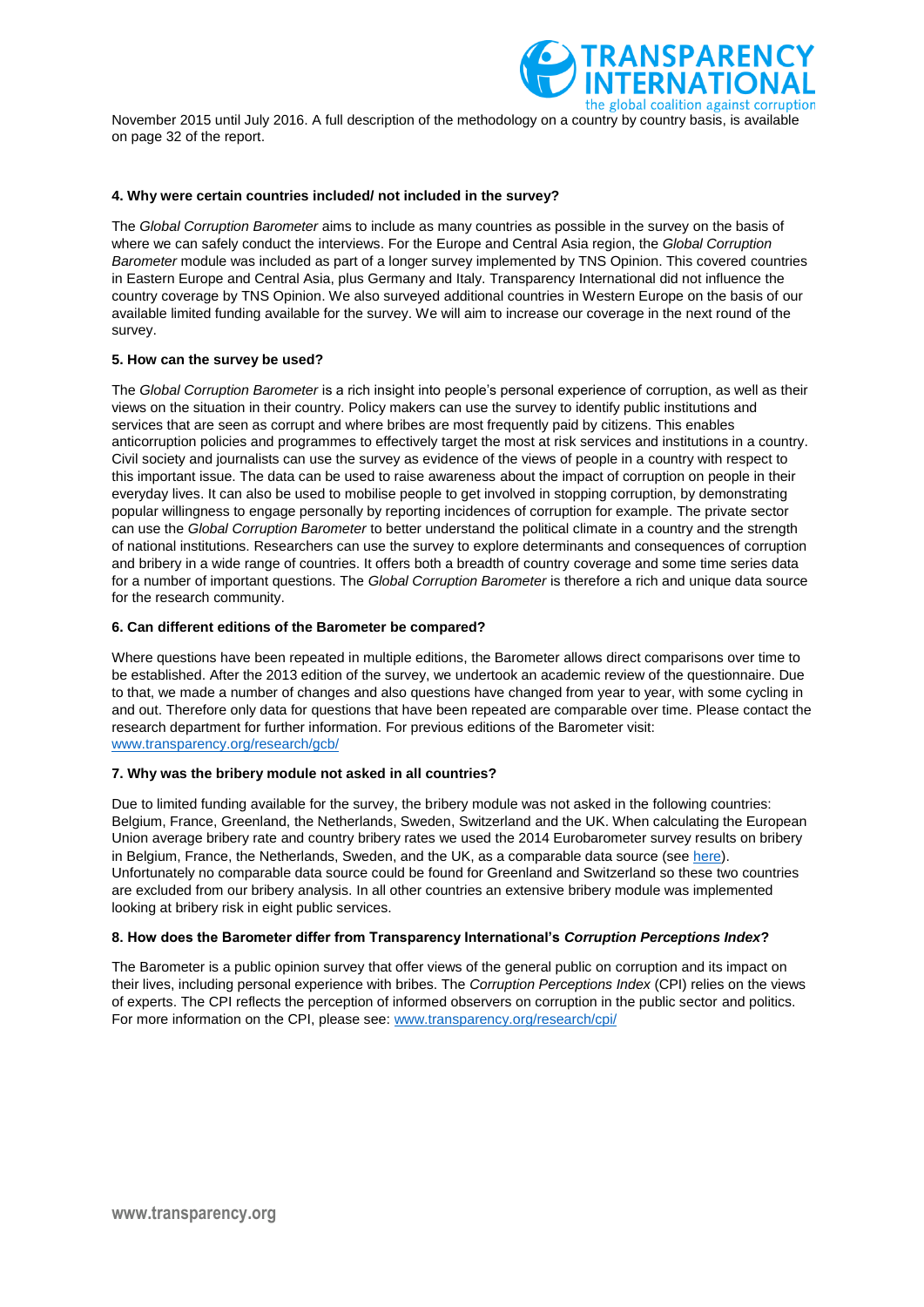November 2015 until July 2016. A full description of the methodology on a country by country basis, is available on page 32 of the report.

**4. Why were certain countries included/ not included in the survey?**

The *Global Corruption Barometer* aims to include as many countries as possible in the survey on the basis of where we can safely conduct the interviews. For the Europe and Central Asia region, the *Global Corruption Barometer* module was included as part of a longer survey implemented by TNS Opinion. This covered countries in Eastern Europe and Central Asia, plus Germany and Italy. Transparency International did not influence the country coverage by TNS Opinion. We also surveyed additional countries in Western Europe on the basis of our available limited funding available for the survey. We will aim to increase our coverage in the next round of the survey.

**5. How can the survey be used?**

The *Global Corruption Barometer* is a rich insight into people's personal experience of corruption, as well as their views on the situation in their country. Policy makers can use the survey to identify public institutions and services that are seen as corrupt and where bribes are most frequently paid by citizens. This enables anticorruption policies and programmes to effectively target the most at risk services and institutions in a country. Civil society and journalists can use the survey as evidence of the views of people in a country with respect to this important issue. The data can be used to raise awareness about the impact of corruption on people in their everyday lives. It can also be used to mobilise people to get involved in stopping corruption, by demonstrating popular willingness to engage personally by reporting incidences of corruption for example. The private sector can use the *Global Corruption Barometer* to better understand the political climate in a country and the strength of national institutions. Researchers can use the survey to explore determinants and consequences of corruption and bribery in a wide range of countries. It offers both a breadth of country coverage and some time series data for a number of important questions. The *Global Corruption Barometer* is therefore a rich and unique data source for the research community.

**6. Can different editions of the Barometer be compared?**

Where questions have been repeated in multiple editions, the Barometer allows direct comparisons over time to be established. After the 2013 edition of the survey, we undertook an academic review of the questionnaire. Due to that, we made a number of changes and also questions have changed from year to year, with some cycling in and out. Therefore only data for questions that have been repeated are comparable over time. Please contact the research department for further information. For previous editions of the Barometer visit: www.transparency.org/research/gcb/

**7. Why was the bribery module not asked in all countries?**

Due to limited funding available for the survey, the bribery module was not asked in the following countries: Belgium, France, Greenland, the Netherlands, Sweden, Switzerland and the UK. When calculating the European Union average bribery rate and country bribery rates we used the 2014 Eurobarometer survey results on bribery in Belgium, France, the Netherlands, Sweden, and the UK, as a comparable data source (see here). Unfortunately no comparable data source could be found for Greenland and Switzerland so these two countries are excluded from our bribery analysis. In all other countries an extensive bribery module was implemented looking at bribery risk in eight public services.

**8. How does the Barometer differ from Transparency International's *Corruption Perceptions Index*?**

The Barometer is a public opinion survey that offer views of the general public on corruption and its impact on their lives, including personal experience with bribes. The *Corruption Perceptions Index* (CPI) relies on the views of experts. The CPI reflects the perception of informed observers on corruption in the public sector and politics. For more information on the CPI, please see: www.transparency.org/research/cpi/